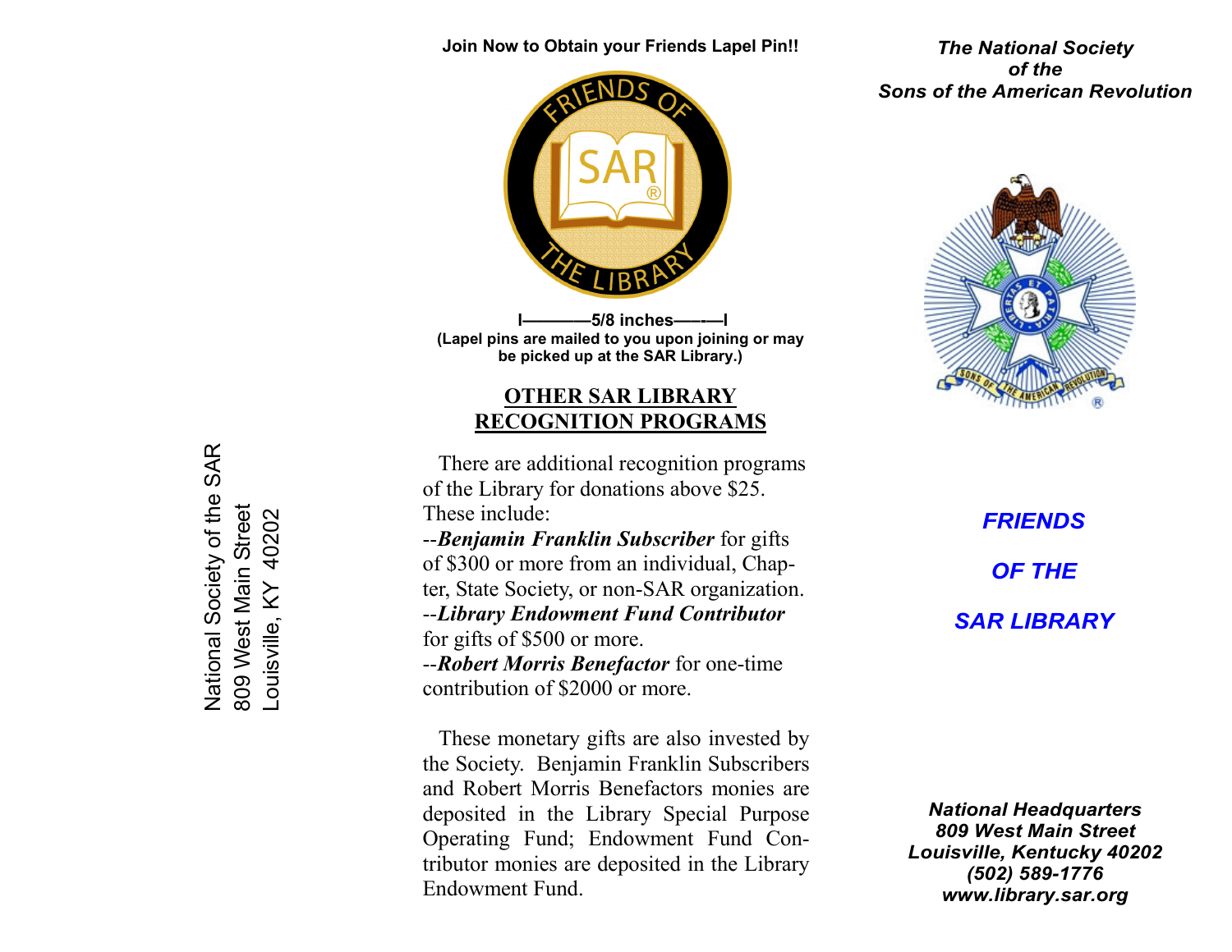National Society of the SAR
809 West Main Street
Louisville, KY 40202

**Join Now to Obtain your Friends Lapel Pin!!**

**I————5/8 inches——-—I**
**(Lapel pins are mailed to you upon joining or may be picked up at the SAR Library.)**

## OTHER SAR LIBRARY RECOGNITION PROGRAMS

There are additional recognition programs of the Library for donations above $25. These include:

--***Benjamin Franklin Subscriber*** for gifts of $300 or more from an individual, Chapter, State Society, or non-SAR organization.
--***Library Endowment Fund Contributor*** for gifts of $500 or more.
--***Robert Morris Benefactor*** for one-time contribution of $2000 or more.

These monetary gifts are also invested by the Society. Benjamin Franklin Subscribers and Robert Morris Benefactors monies are deposited in the Library Special Purpose Operating Fund; Endowment Fund Contributor monies are deposited in the Library Endowment Fund.

***The National Society of the Sons of the American Revolution***

# *FRIENDS OF THE SAR LIBRARY*

***National Headquarters***
***809 West Main Street***
***Louisville, Kentucky 40202***
***(502) 589-1776***
***www.library.sar.org***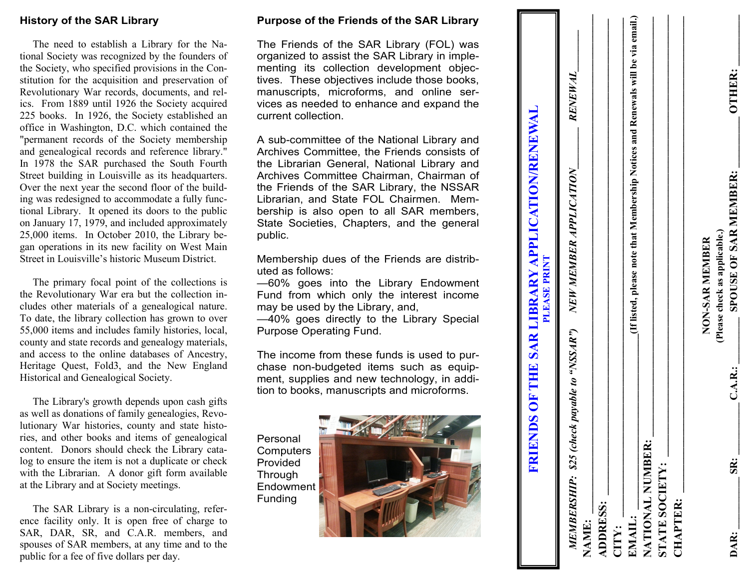## History of the SAR Library

The need to establish a Library for the National Society was recognized by the founders of the Society, who specified provisions in the Constitution for the acquisition and preservation of Revolutionary War records, documents, and relics. From 1889 until 1926 the Society acquired 225 books. In 1926, the Society established an office in Washington, D.C. which contained the "permanent records of the Society membership and genealogical records and reference library." In 1978 the SAR purchased the South Fourth Street building in Louisville as its headquarters. Over the next year the second floor of the building was redesigned to accommodate a fully functional Library. It opened its doors to the public on January 17, 1979, and included approximately 25,000 items. In October 2010, the Library began operations in its new facility on West Main Street in Louisville's historic Museum District.

The primary focal point of the collections is the Revolutionary War era but the collection includes other materials of a genealogical nature. To date, the library collection has grown to over 55,000 items and includes family histories, local, county and state records and genealogy materials, and access to the online databases of Ancestry, Heritage Quest, Fold3, and the New England Historical and Genealogical Society.

The Library's growth depends upon cash gifts as well as donations of family genealogies, Revolutionary War histories, county and state histories, and other books and items of genealogical content. Donors should check the Library catalog to ensure the item is not a duplicate or check with the Librarian. A donor gift form available at the Library and at Society meetings.

The SAR Library is a non-circulating, reference facility only. It is open free of charge to SAR, DAR, SR, and C.A.R. members, and spouses of SAR members, at any time and to the public for a fee of five dollars per day.

## Purpose of the Friends of the SAR Library

The Friends of the SAR Library (FOL) was organized to assist the SAR Library in implementing its collection development objectives. These objectives include those books, manuscripts, microforms, and online services as needed to enhance and expand the current collection.

A sub-committee of the National Library and Archives Committee, the Friends consists of the Librarian General, National Library and Archives Committee Chairman, Chairman of the Friends of the SAR Library, the NSSAR Librarian, and State FOL Chairmen. Membership is also open to all SAR members, State Societies, Chapters, and the general public.

Membership dues of the Friends are distributed as follows:
—60% goes into the Library Endowment Fund from which only the interest income may be used by the Library, and,
—40% goes directly to the Library Special Purpose Operating Fund.

The income from these funds is used to purchase non-budgeted items such as equipment, supplies and new technology, in addition to books, manuscripts and microforms.

Personal Computers Provided Through Endowment Funding

## FRIENDS OF THE SAR LIBRARY APPLICATION/RENEWAL

**PLEASE PRINT**

***MEMBERSHIP: $25 (check payable to "NSSAR")*** ***NEW MEMBER APPLICATION*** \_\_\_\_\_\_ ***RENEWAL*** \_\_\_\_\_\_

**NAME:** \_\_\_\_\_\_\_\_\_\_\_\_\_\_\_\_\_\_\_\_\_\_\_\_\_\_\_\_

**ADDRESS:** \_\_\_\_\_\_\_\_\_\_\_\_\_\_\_\_\_\_\_\_\_\_\_\_\_\_\_\_

**CITY:** \_\_\_\_\_\_\_\_\_\_\_\_\_\_\_\_\_\_\_\_\_\_\_\_\_\_\_\_

**EMAIL:** \_\_\_\_\_\_\_\_\_\_\_\_\_\_ **(If listed, please note that Membership Notices and Renewals will be via email.)**

**NATIONAL NUMBER:** \_\_\_\_\_\_\_\_\_\_\_\_\_\_\_\_\_\_\_\_\_\_\_\_\_\_\_\_

**STATE SOCIETY:** \_\_\_\_\_\_\_\_\_\_\_\_\_\_\_\_\_\_\_\_\_\_\_\_\_\_\_\_

**CHAPTER:** \_\_\_\_\_\_\_\_\_\_\_\_\_\_\_\_\_\_\_\_\_\_\_\_\_\_\_\_

**NON-SAR MEMBER**
**(Please check as applicable.)**

**DAR:** \_\_\_\_\_\_ **SR:** \_\_\_\_\_\_ **C.A.R.:** \_\_\_\_\_\_ **SPOUSE OF SAR MEMBER:** \_\_\_\_\_\_ **OTHER:** \_\_\_\_\_\_